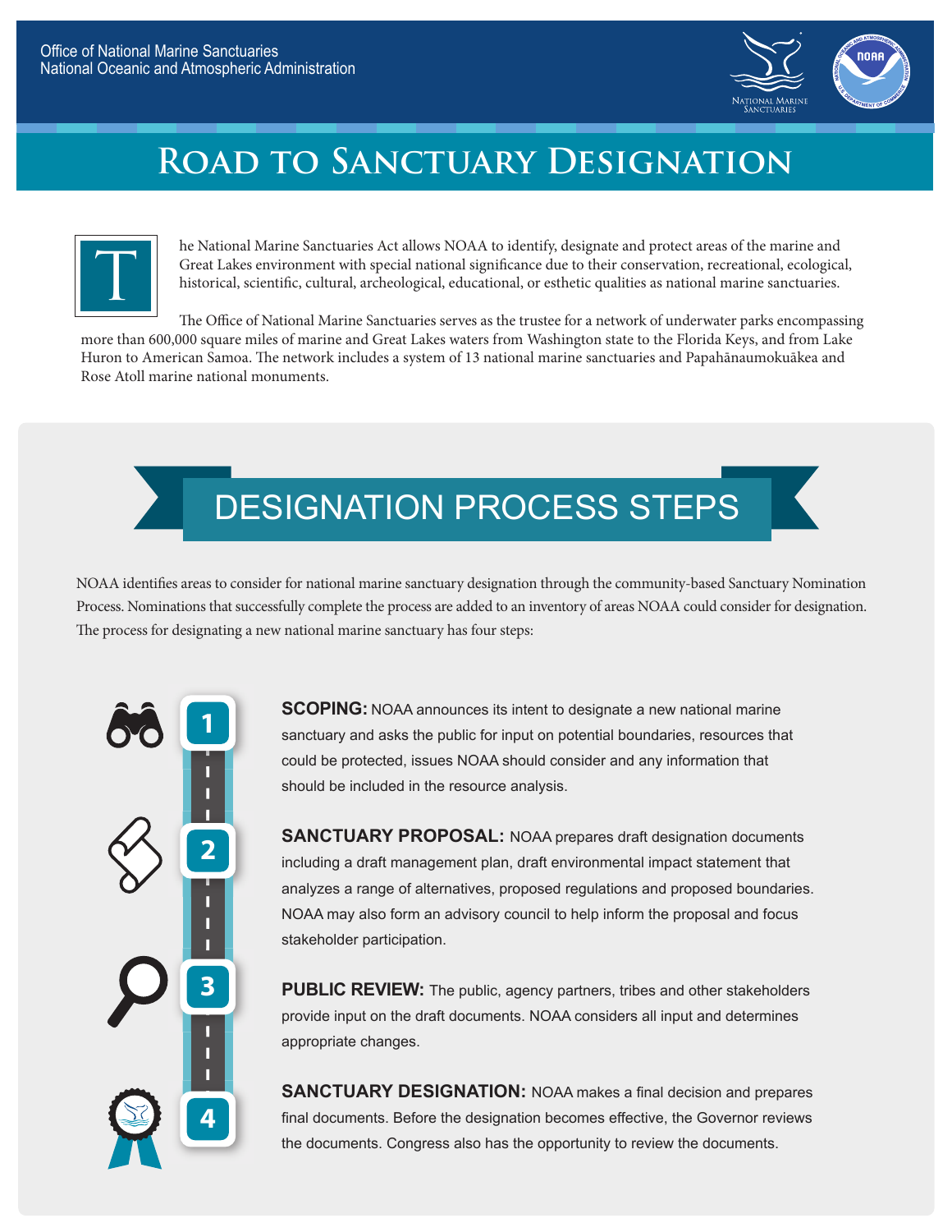Office of National Marine Sanctuaries
National Oceanic and Atmospheric Administration

# Road to Sanctuary Designation

The National Marine Sanctuaries Act allows NOAA to identify, designate and protect areas of the marine and Great Lakes environment with special national significance due to their conservation, recreational, ecological, historical, scientific, cultural, archeological, educational, or esthetic qualities as national marine sanctuaries.

The Office of National Marine Sanctuaries serves as the trustee for a network of underwater parks encompassing more than 600,000 square miles of marine and Great Lakes waters from Washington state to the Florida Keys, and from Lake Huron to American Samoa. The network includes a system of 13 national marine sanctuaries and Papahānaumokuākea and Rose Atoll marine national monuments.

## DESIGNATION PROCESS STEPS

NOAA identifies areas to consider for national marine sanctuary designation through the community-based Sanctuary Nomination Process. Nominations that successfully complete the process are added to an inventory of areas NOAA could consider for designation. The process for designating a new national marine sanctuary has four steps:

1. **SCOPING:** NOAA announces its intent to designate a new national marine sanctuary and asks the public for input on potential boundaries, resources that could be protected, issues NOAA should consider and any information that should be included in the resource analysis.

2. **SANCTUARY PROPOSAL:** NOAA prepares draft designation documents including a draft management plan, draft environmental impact statement that analyzes a range of alternatives, proposed regulations and proposed boundaries. NOAA may also form an advisory council to help inform the proposal and focus stakeholder participation.

3. **PUBLIC REVIEW:** The public, agency partners, tribes and other stakeholders provide input on the draft documents. NOAA considers all input and determines appropriate changes.

4. **SANCTUARY DESIGNATION:** NOAA makes a final decision and prepares final documents. Before the designation becomes effective, the Governor reviews the documents. Congress also has the opportunity to review the documents.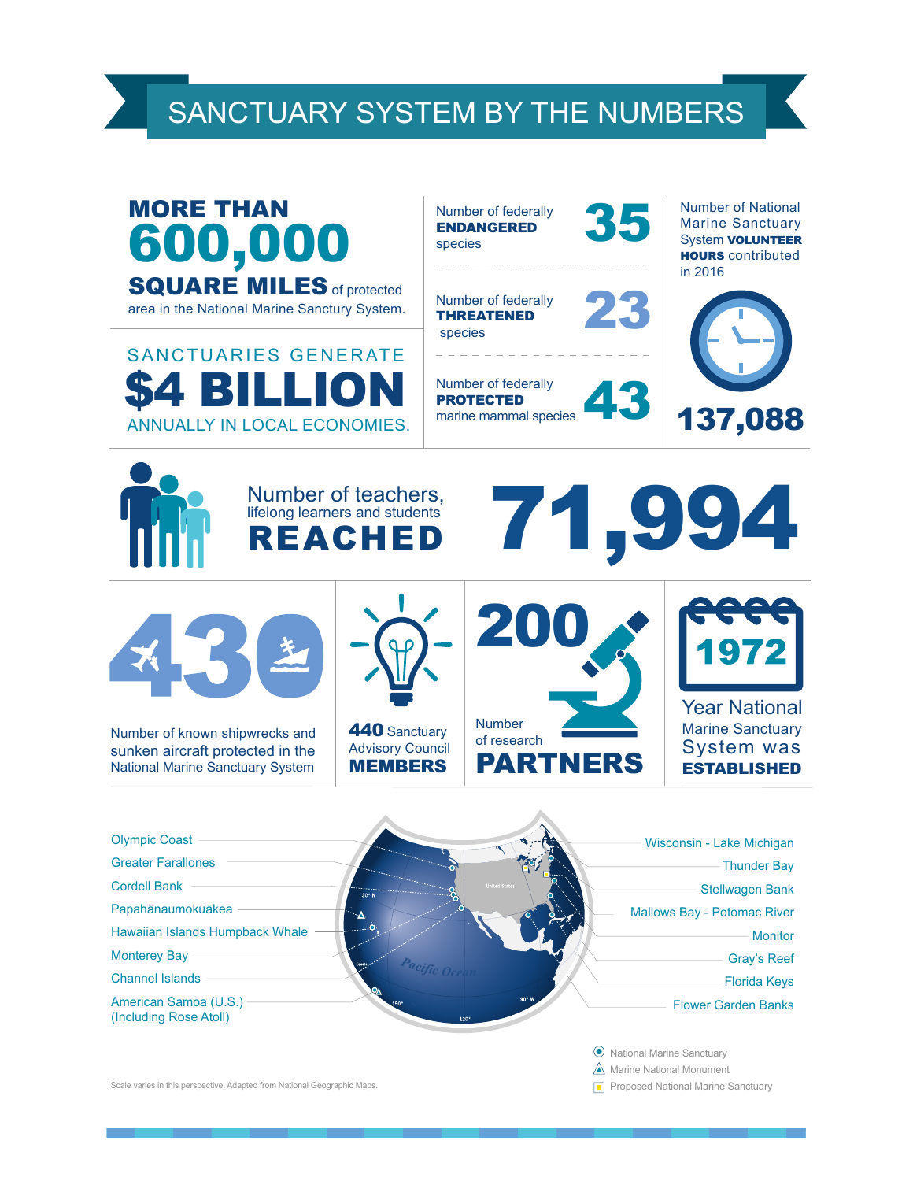# SANCTUARY SYSTEM BY THE NUMBERS

**MORE THAN 600,000 SQUARE MILES** of protected area in the National Marine Sanctury System.

SANCTUARIES GENERATE **$4 BILLION** ANNUALLY IN LOCAL ECONOMIES.

Number of federally **ENDANGERED** species **35**

Number of federally **THREATENED** species **23**

Number of federally **PROTECTED** marine mammal species **43**

Number of National Marine Sanctuary System **VOLUNTEER HOURS** contributed in 2016

**137,088**

Number of teachers, lifelong learners and students **REACHED** **71,994**

**430**

Number of known shipwrecks and sunken aircraft protected in the National Marine Sanctuary System

**440** Sanctuary Advisory Council **MEMBERS**

**200**

Number of research **PARTNERS**

**1972**

Year National Marine Sanctuary System was **ESTABLISHED**

Olympic Coast

Greater Farallones

Cordell Bank

Papahānaumokuākea

Hawaiian Islands Humpback Whale

Monterey Bay

Channel Islands

American Samoa (U.S.) (Including Rose Atoll)

Wisconsin - Lake Michigan

Thunder Bay

Stellwagen Bank

Mallows Bay - Potomac River

Monitor

Gray's Reef

Florida Keys

Flower Garden Banks

United States

30° N

Pacific Ocean

Equator

150°

120°

90° W

National Marine Sanctuary

Marine National Monument

Proposed National Marine Sanctuary

Scale varies in this perspective. Adapted from National Geographic Maps.